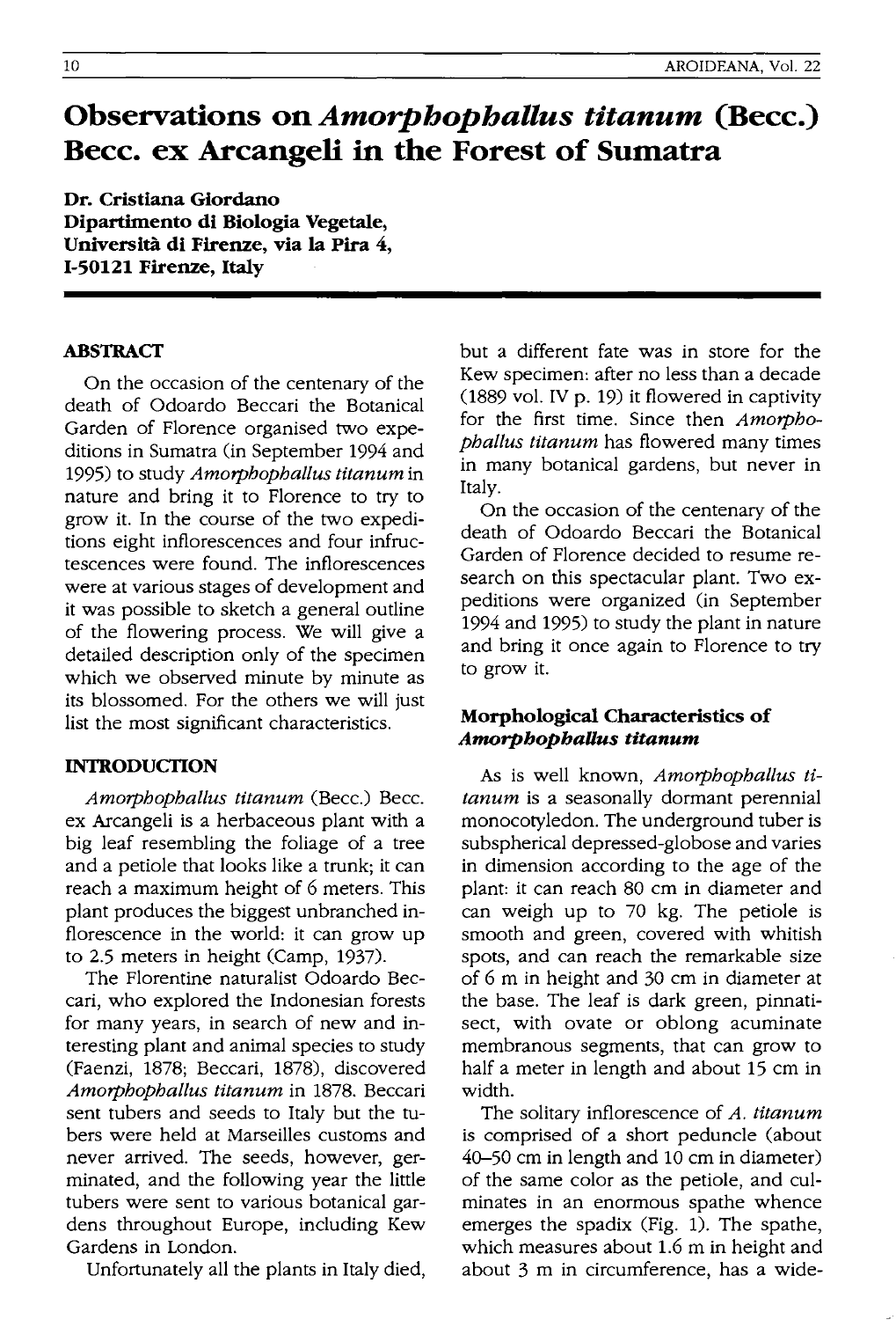# Observations on *Amorphophallus titanum* (Becc.) Becc. ex Arcangeli in the Forest of Sumatra

**Dr. Cristiana Giordano**
**Dipartimento di Biologia Vegetale,**
**Università di Firenze, via la Pira 4,**
**I-50121 Firenze, Italy**

## ABSTRACT

On the occasion of the centenary of the death of Odoardo Beccari the Botanical Garden of Florence organised two expeditions in Sumatra (in September 1994 and 1995) to study *Amorphophallus titanum* in nature and bring it to Florence to try to grow it. In the course of the two expeditions eight inflorescences and four infructescences were found. The inflorescences were at various stages of development and it was possible to sketch a general outline of the flowering process. We will give a detailed description only of the specimen which we observed minute by minute as its blossomed. For the others we will just list the most significant characteristics.

## INTRODUCTION

*Amorphophallus titanum* (Becc.) Becc. ex Arcangeli is a herbaceous plant with a big leaf resembling the foliage of a tree and a petiole that looks like a trunk; it can reach a maximum height of 6 meters. This plant produces the biggest unbranched inflorescence in the world: it can grow up to 2.5 meters in height (Camp, 1937).

The Florentine naturalist Odoardo Beccari, who explored the Indonesian forests for many years, in search of new and interesting plant and animal species to study (Faenzi, 1878; Beccari, 1878), discovered *Amorphophallus titanum* in 1878. Beccari sent tubers and seeds to Italy but the tubers were held at Marseilles customs and never arrived. The seeds, however, germinated, and the following year the little tubers were sent to various botanical gardens throughout Europe, including Kew Gardens in London.

Unfortunately all the plants in Italy died, but a different fate was in store for the Kew specimen: after no less than a decade (1889 vol. IV p. 19) it flowered in captivity for the first time. Since then *Amorphophallus titanum* has flowered many times in many botanical gardens, but never in Italy.

On the occasion of the centenary of the death of Odoardo Beccari the Botanical Garden of Florence decided to resume research on this spectacular plant. Two expeditions were organized (in September 1994 and 1995) to study the plant in nature and bring it once again to Florence to try to grow it.

### Morphological Characteristics of *Amorphophallus titanum*

As is well known, *Amorphophallus titanum* is a seasonally dormant perennial monocotyledon. The underground tuber is subspherical depressed-globose and varies in dimension according to the age of the plant: it can reach 80 cm in diameter and can weigh up to 70 kg. The petiole is smooth and green, covered with whitish spots, and can reach the remarkable size of 6 m in height and 30 cm in diameter at the base. The leaf is dark green, pinnatisect, with ovate or oblong acuminate membranous segments, that can grow to half a meter in length and about 15 cm in width.

The solitary inflorescence of *A. titanum* is comprised of a short peduncle (about 40–50 cm in length and 10 cm in diameter) of the same color as the petiole, and culminates in an enormous spathe whence emerges the spadix (Fig. 1). The spathe, which measures about 1.6 m in height and about 3 m in circumference, has a wide-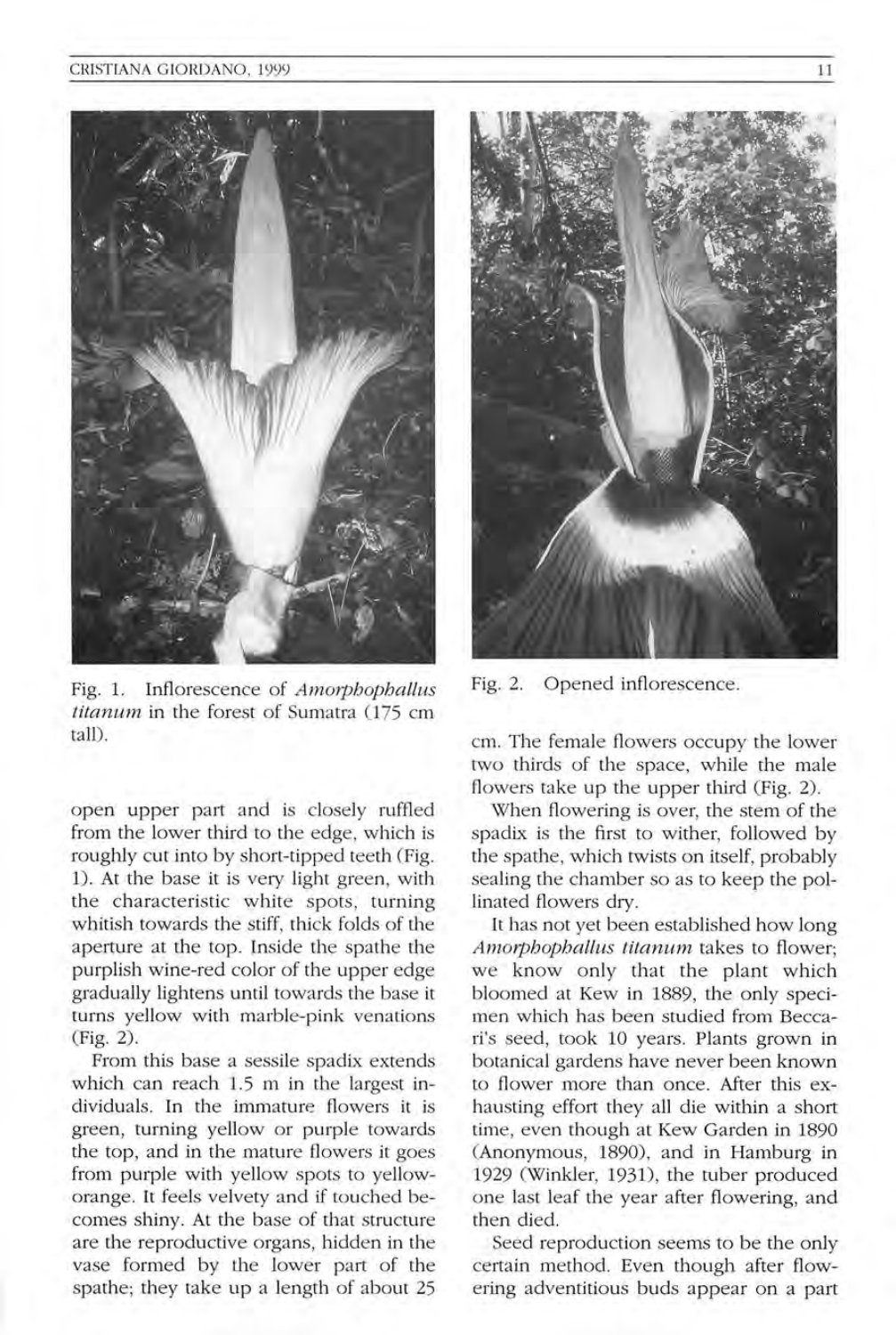Fig. 1. Inflorescence of *Amorphophallus titanum* in the forest of Sumatra (175 cm tall).

Fig. 2. Opened inflorescence.

open upper part and is closely ruffled from the lower third to the edge, which is roughly cut into by short-tipped teeth (Fig. 1). At the base it is very light green, with the characteristic white spots, turning whitish towards the stiff, thick folds of the aperture at the top. Inside the spathe the purplish wine-red color of the upper edge gradually lightens until towards the base it turns yellow with marble-pink venations (Fig. 2).

From this base a sessile spadix extends which can reach 1.5 m in the largest individuals. In the immature flowers it is green, turning yellow or purple towards the top, and in the mature flowers it goes from purple with yellow spots to yellow-orange. It feels velvety and if touched becomes shiny. At the base of that structure are the reproductive organs, hidden in the vase formed by the lower part of the spathe; they take up a length of about 25 cm. The female flowers occupy the lower two thirds of the space, while the male flowers take up the upper third (Fig. 2).

When flowering is over, the stem of the spadix is the first to wither, followed by the spathe, which twists on itself, probably sealing the chamber so as to keep the pollinated flowers dry.

It has not yet been established how long *Amorphophallus titanum* takes to flower; we know only that the plant which bloomed at Kew in 1889, the only specimen which has been studied from Beccari's seed, took 10 years. Plants grown in botanical gardens have never been known to flower more than once. After this exhausting effort they all die within a short time, even though at Kew Garden in 1890 (Anonymous, 1890), and in Hamburg in 1929 (Winkler, 1931), the tuber produced one last leaf the year after flowering, and then died.

Seed reproduction seems to be the only certain method. Even though after flowering adventitious buds appear on a part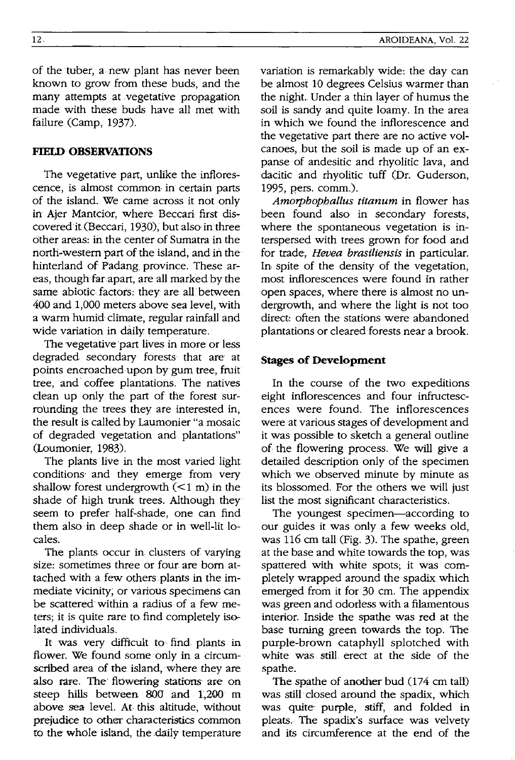of the tuber, a new plant has never been known to grow from these buds, and the many attempts at vegetative propagation made with these buds have all met with failure (Camp, 1937).

## FIELD OBSERVATIONS

The vegetative part, unlike the inflorescence, is almost common in certain parts of the island. We came across it not only in Ajer Mantcior, where Beccari first discovered it (Beccari, 1930), but also in three other areas: in the center of Sumatra in the north-western part of the island, and in the hinterland of Padang province. These areas, though far apart, are all marked by the same abiotic factors: they are all between 400 and 1,000 meters above sea level, with a warm humid climate, regular rainfall and wide variation in daily temperature.

The vegetative part lives in more or less degraded secondary forests that are at points encroached upon by gum tree, fruit tree, and coffee plantations. The natives clean up only the part of the forest surrounding the trees they are interested in, the result is called by Laumonier "a mosaic of degraded vegetation and plantations" (Loumonier, 1983).

The plants live in the most varied light conditions and they emerge from very shallow forest undergrowth (<1 m) in the shade of high trunk trees. Although they seem to prefer half-shade, one can find them also in deep shade or in well-lit locales.

The plants occur in clusters of varying size: sometimes three or four are born attached with a few others plants in the immediate vicinity; or various specimens can be scattered within a radius of a few meters; it is quite rare to find completely isolated individuals.

It was very difficult to find plants in flower. We found some only in a circumscribed area of the island, where they are also rare. The flowering stations are on steep hills between 800 and 1,200 m above sea level. At this altitude, without prejudice to other characteristics common to the whole island, the daily temperature variation is remarkably wide: the day can be almost 10 degrees Celsius warmer than the night. Under a thin layer of humus the soil is sandy and quite loamy. In the area in which we found the inflorescence and the vegetative part there are no active volcanoes, but the soil is made up of an expanse of andesitic and rhyolitic lava, and dacitic and rhyolitic tuff (Dr. Guderson, 1995, pers. comm.).

*Amorphophallus titanum* in flower has been found also in secondary forests, where the spontaneous vegetation is interspersed with trees grown for food and for trade, *Hevea brasiliensis* in particular. In spite of the density of the vegetation, most inflorescences were found in rather open spaces, where there is almost no undergrowth, and where the light is not too direct: often the stations were abandoned plantations or cleared forests near a brook.

### Stages of Development

In the course of the two expeditions eight inflorescences and four infructescences were found. The inflorescences were at various stages of development and it was possible to sketch a general outline of the flowering process. We will give a detailed description only of the specimen which we observed minute by minute as its blossomed. For the others we will just list the most significant characteristics.

The youngest specimen—according to our guides it was only a few weeks old, was 116 cm tall (Fig. 3). The spathe, green at the base and white towards the top, was spattered with white spots; it was completely wrapped around the spadix which emerged from it for 30 cm. The appendix was green and odorless with a filamentous interior. Inside the spathe was red at the base turning green towards the top. The purple-brown cataphyll splotched with white was still erect at the side of the spathe.

The spathe of another bud (174 cm tall) was still closed around the spadix, which was quite purple, stiff, and folded in pleats. The spadix's surface was velvety and its circumference at the end of the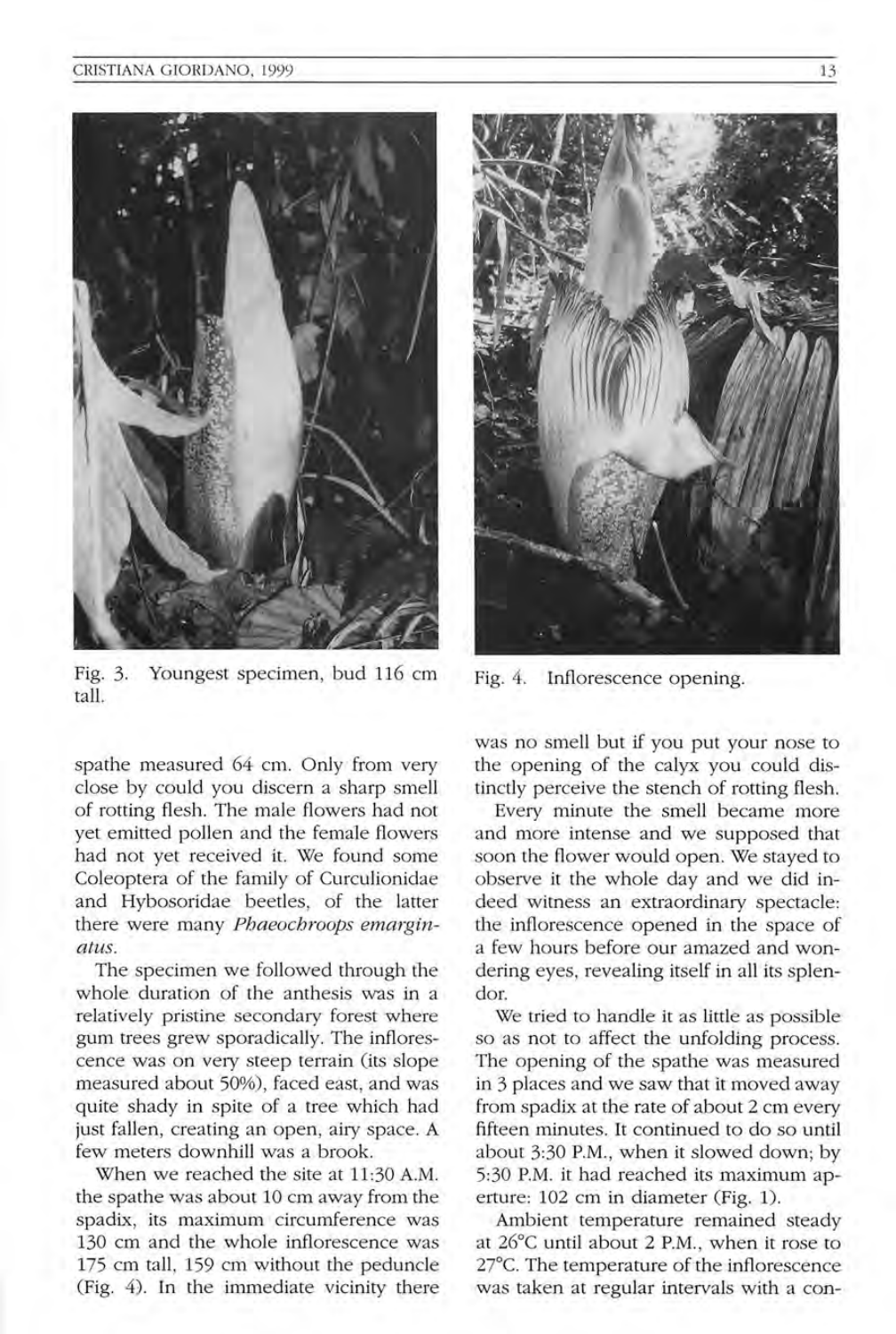Fig. 3. Youngest specimen, bud 116 cm tall.

Fig. 4. Inflorescence opening.

spathe measured 64 cm. Only from very close by could you discern a sharp smell of rotting flesh. The male flowers had not yet emitted pollen and the female flowers had not yet received it. We found some Coleoptera of the family of Curculionidae and Hybosoridae beetles, of the latter there were many *Phaeochroops emarginatus*.

The specimen we followed through the whole duration of the anthesis was in a relatively pristine secondary forest where gum trees grew sporadically. The inflorescence was on very steep terrain (its slope measured about 50%), faced east, and was quite shady in spite of a tree which had just fallen, creating an open, airy space. A few meters downhill was a brook.

When we reached the site at 11:30 A.M. the spathe was about 10 cm away from the spadix, its maximum circumference was 130 cm and the whole inflorescence was 175 cm tall, 159 cm without the peduncle (Fig. 4). In the immediate vicinity there was no smell but if you put your nose to the opening of the calyx you could distinctly perceive the stench of rotting flesh.

Every minute the smell became more and more intense and we supposed that soon the flower would open. We stayed to observe it the whole day and we did indeed witness an extraordinary spectacle: the inflorescence opened in the space of a few hours before our amazed and wondering eyes, revealing itself in all its splendor.

We tried to handle it as little as possible so as not to affect the unfolding process. The opening of the spathe was measured in 3 places and we saw that it moved away from spadix at the rate of about 2 cm every fifteen minutes. It continued to do so until about 3:30 P.M., when it slowed down; by 5:30 P.M. it had reached its maximum aperture: 102 cm in diameter (Fig. 1).

Ambient temperature remained steady at 26°C until about 2 P.M., when it rose to 27°C. The temperature of the inflorescence was taken at regular intervals with a con-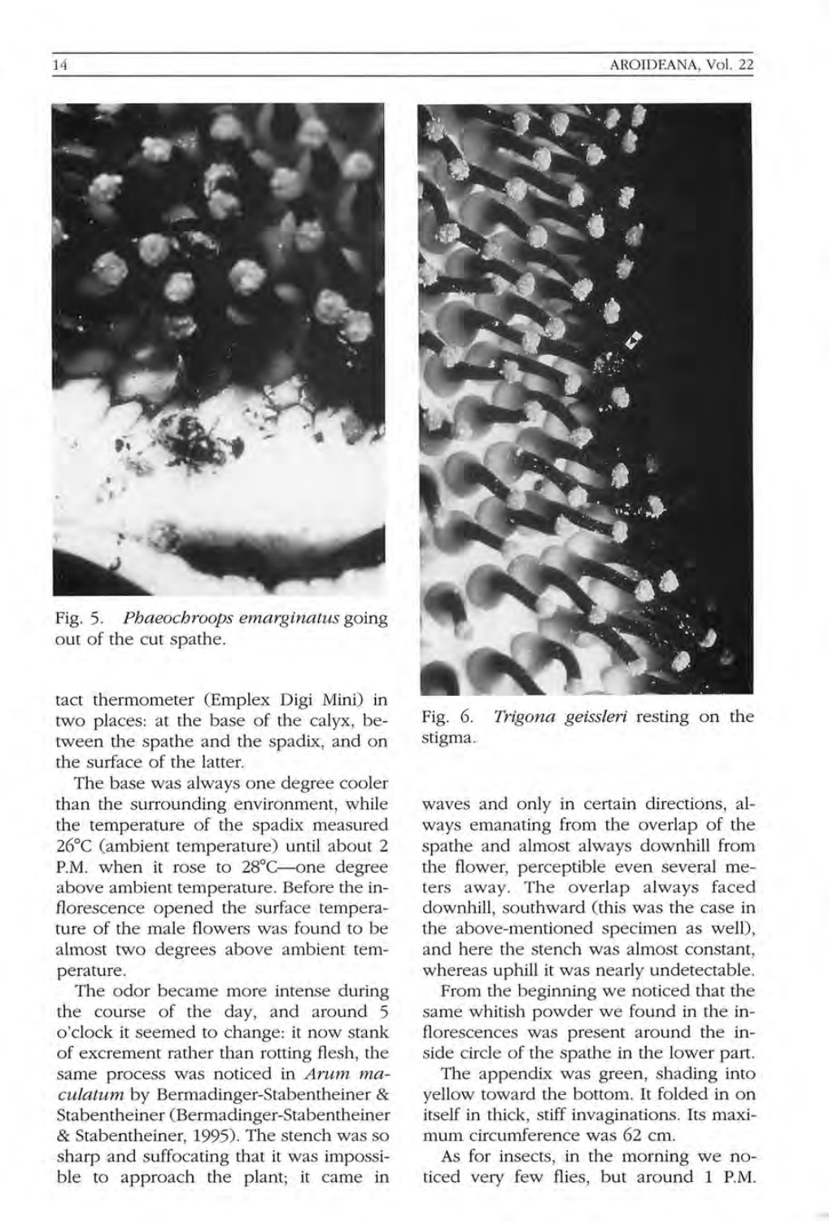Fig. 5. *Phaeochroops emarginatus* going out of the cut spathe.

Fig. 6. *Trigona geissleri* resting on the stigma.

tact thermometer (Emplex Digi Mini) in two places: at the base of the calyx, between the spathe and the spadix, and on the surface of the latter.

The base was always one degree cooler than the surrounding environment, while the temperature of the spadix measured 26°C (ambient temperature) until about 2 P.M. when it rose to 28°C—one degree above ambient temperature. Before the inflorescence opened the surface temperature of the male flowers was found to be almost two degrees above ambient temperature.

The odor became more intense during the course of the day, and around 5 o'clock it seemed to change: it now stank of excrement rather than rotting flesh, the same process was noticed in *Arum maculatum* by Bermadinger-Stabentheiner & Stabentheiner (Bermadinger-Stabentheiner & Stabentheiner, 1995). The stench was so sharp and suffocating that it was impossible to approach the plant; it came in waves and only in certain directions, always emanating from the overlap of the spathe and almost always downhill from the flower, perceptible even several meters away. The overlap always faced downhill, southward (this was the case in the above-mentioned specimen as well), and here the stench was almost constant, whereas uphill it was nearly undetectable.

From the beginning we noticed that the same whitish powder we found in the inflorescences was present around the inside circle of the spathe in the lower part.

The appendix was green, shading into yellow toward the bottom. It folded in on itself in thick, stiff invaginations. Its maximum circumference was 62 cm.

As for insects, in the morning we noticed very few flies, but around 1 P.M.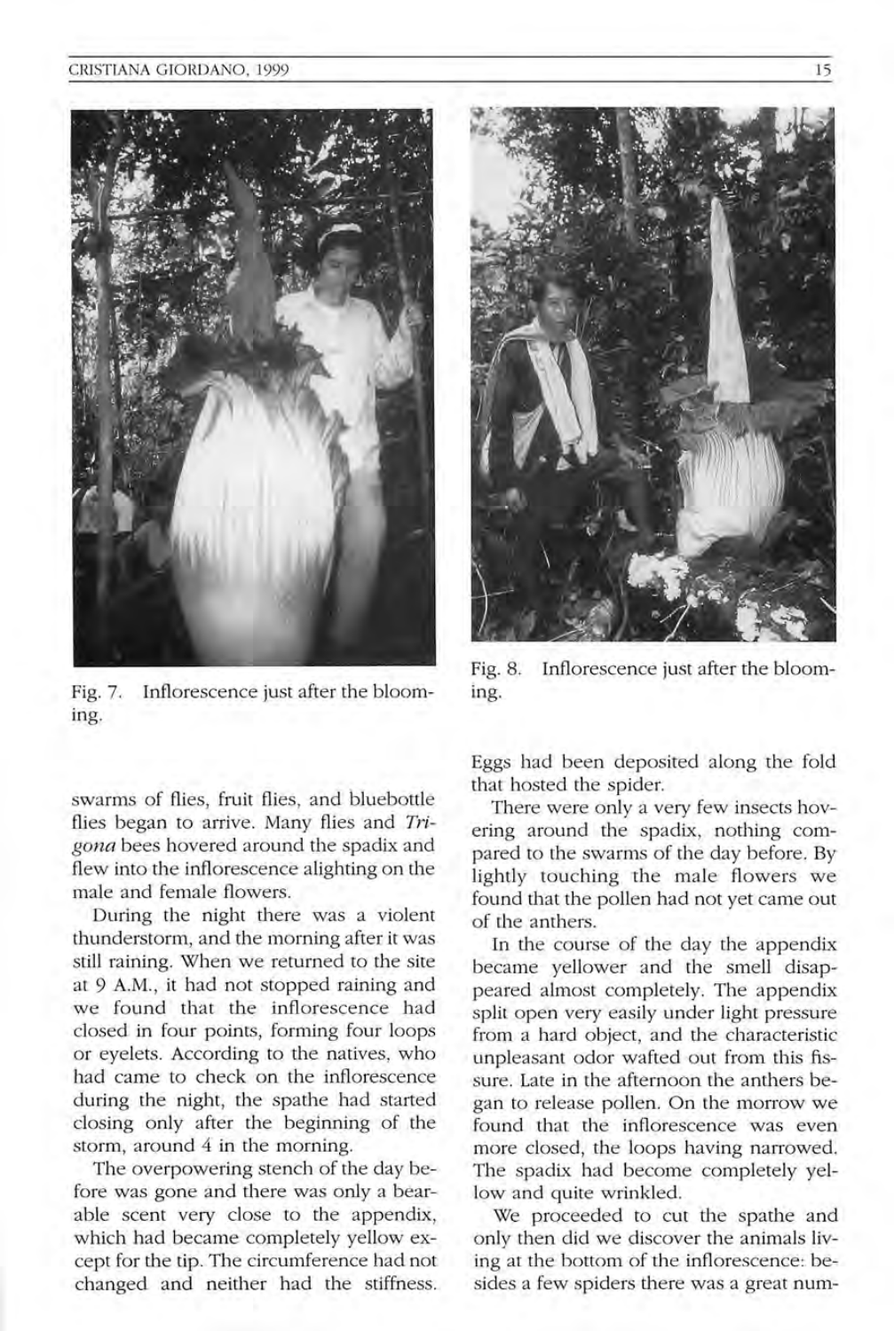Fig. 7. Inflorescence just after the blooming.

Fig. 8. Inflorescence just after the blooming.

swarms of flies, fruit flies, and bluebottle flies began to arrive. Many flies and *Trigona* bees hovered around the spadix and flew into the inflorescence alighting on the male and female flowers.

During the night there was a violent thunderstorm, and the morning after it was still raining. When we returned to the site at 9 A.M., it had not stopped raining and we found that the inflorescence had closed in four points, forming four loops or eyelets. According to the natives, who had came to check on the inflorescence during the night, the spathe had started closing only after the beginning of the storm, around 4 in the morning.

The overpowering stench of the day before was gone and there was only a bearable scent very close to the appendix, which had became completely yellow except for the tip. The circumference had not changed and neither had the stiffness. Eggs had been deposited along the fold that hosted the spider.

There were only a very few insects hovering around the spadix, nothing compared to the swarms of the day before. By lightly touching the male flowers we found that the pollen had not yet came out of the anthers.

In the course of the day the appendix became yellower and the smell disappeared almost completely. The appendix split open very easily under light pressure from a hard object, and the characteristic unpleasant odor wafted out from this fissure. Late in the afternoon the anthers began to release pollen. On the morrow we found that the inflorescence was even more closed, the loops having narrowed. The spadix had become completely yellow and quite wrinkled.

We proceeded to cut the spathe and only then did we discover the animals living at the bottom of the inflorescence: besides a few spiders there was a great num-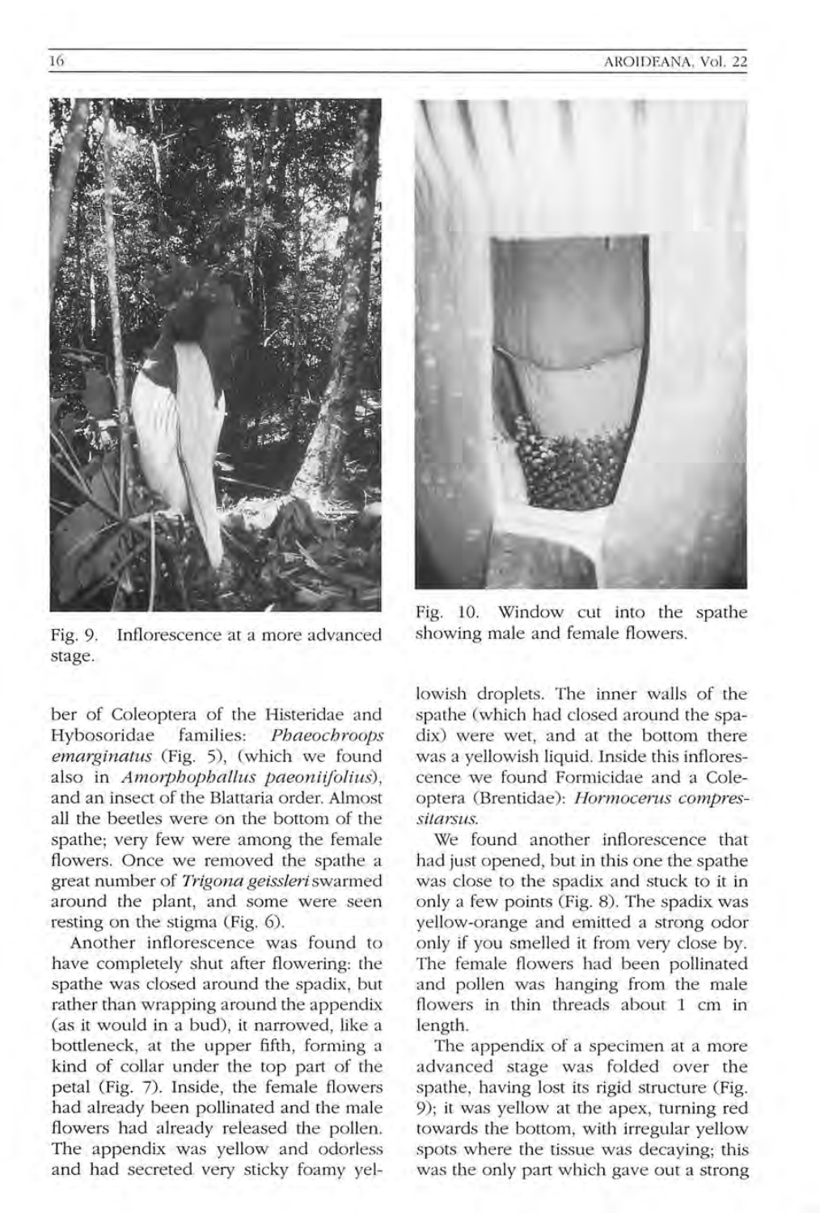Fig. 9. Inflorescence at a more advanced stage.

Fig. 10. Window cut into the spathe showing male and female flowers.

ber of Coleoptera of the Histeridae and Hybosoridae families: *Phaeochroops emarginatus* (Fig. 5), (which we found also in *Amorphophallus paeoniifolius*), and an insect of the Blattaria order. Almost all the beetles were on the bottom of the spathe; very few were among the female flowers. Once we removed the spathe a great number of *Trigona geissleri* swarmed around the plant, and some were seen resting on the stigma (Fig. 6).

Another inflorescence was found to have completely shut after flowering: the spathe was closed around the spadix, but rather than wrapping around the appendix (as it would in a bud), it narrowed, like a bottleneck, at the upper fifth, forming a kind of collar under the top part of the petal (Fig. 7). Inside, the female flowers had already been pollinated and the male flowers had already released the pollen. The appendix was yellow and odorless and had secreted very sticky foamy yellowish droplets. The inner walls of the spathe (which had closed around the spadix) were wet, and at the bottom there was a yellowish liquid. Inside this inflorescence we found Formicidae and a Coleoptera (Brentidae): *Hormocerus compressitarsus*.

We found another inflorescence that had just opened, but in this one the spathe was close to the spadix and stuck to it in only a few points (Fig. 8). The spadix was yellow-orange and emitted a strong odor only if you smelled it from very close by. The female flowers had been pollinated and pollen was hanging from the male flowers in thin threads about 1 cm in length.

The appendix of a specimen at a more advanced stage was folded over the spathe, having lost its rigid structure (Fig. 9); it was yellow at the apex, turning red towards the bottom, with irregular yellow spots where the tissue was decaying; this was the only part which gave out a strong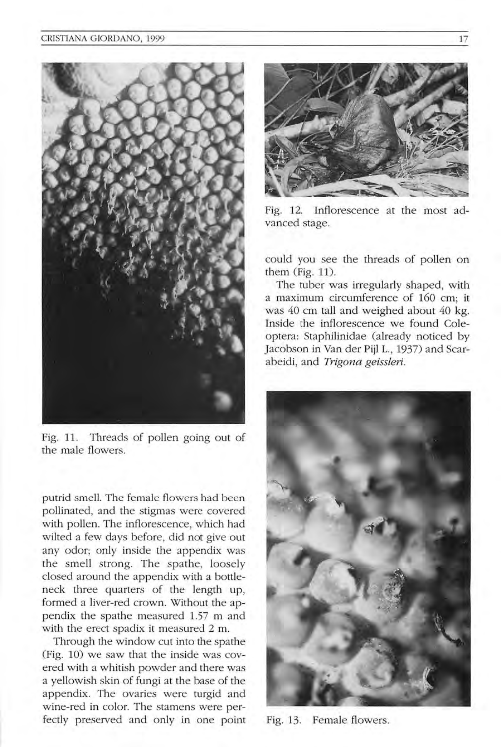Fig. 11. Threads of pollen going out of the male flowers.

putrid smell. The female flowers had been pollinated, and the stigmas were covered with pollen. The inflorescence, which had wilted a few days before, did not give out any odor; only inside the appendix was the smell strong. The spathe, loosely closed around the appendix with a bottleneck three quarters of the length up, formed a liver-red crown. Without the appendix the spathe measured 1.57 m and with the erect spadix it measured 2 m.

Through the window cut into the spathe (Fig. 10) we saw that the inside was covered with a whitish powder and there was a yellowish skin of fungi at the base of the appendix. The ovaries were turgid and wine-red in color. The stamens were perfectly preserved and only in one point could you see the threads of pollen on them (Fig. 11).

Fig. 12. Inflorescence at the most advanced stage.

The tuber was irregularly shaped, with a maximum circumference of 160 cm; it was 40 cm tall and weighed about 40 kg. Inside the inflorescence we found Coleoptera: Staphilinidae (already noticed by Jacobson in Van der Pijl L., 1937) and Scarabeidi, and *Trigona geissleri*.

Fig. 13. Female flowers.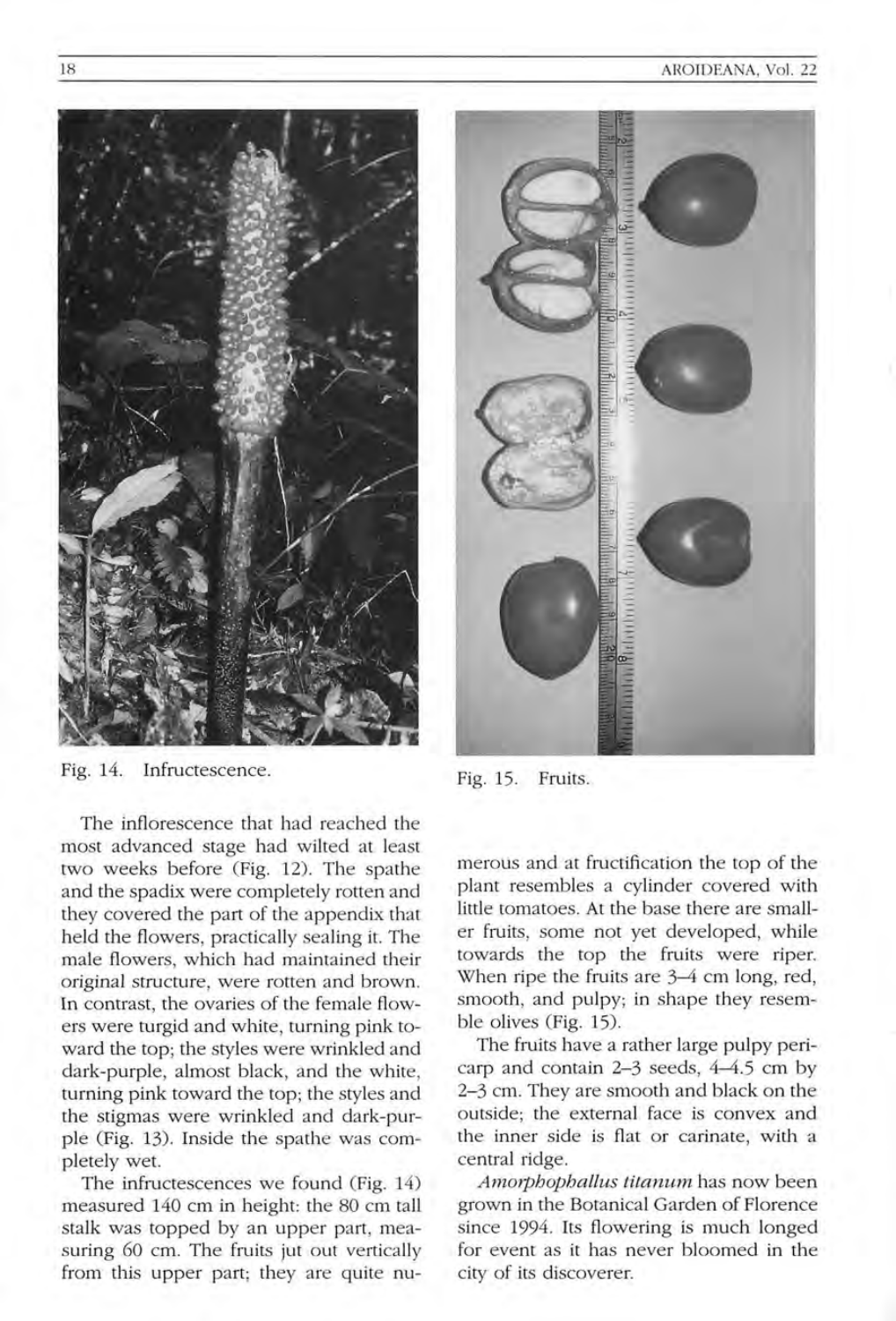Fig. 14. Infructescence.

Fig. 15. Fruits.

The inflorescence that had reached the most advanced stage had wilted at least two weeks before (Fig. 12). The spathe and the spadix were completely rotten and they covered the part of the appendix that held the flowers, practically sealing it. The male flowers, which had maintained their original structure, were rotten and brown. In contrast, the ovaries of the female flowers were turgid and white, turning pink toward the top; the styles were wrinkled and dark-purple, almost black, and the white, turning pink toward the top; the styles and the stigmas were wrinkled and dark-purple (Fig. 13). Inside the spathe was completely wet.

The infructescences we found (Fig. 14) measured 140 cm in height: the 80 cm tall stalk was topped by an upper part, measuring 60 cm. The fruits jut out vertically from this upper part; they are quite numerous and at fructification the top of the plant resembles a cylinder covered with little tomatoes. At the base there are smaller fruits, some not yet developed, while towards the top the fruits were riper. When ripe the fruits are 3–4 cm long, red, smooth, and pulpy; in shape they resemble olives (Fig. 15).

The fruits have a rather large pulpy pericarp and contain 2–3 seeds, 4–4.5 cm by 2–3 cm. They are smooth and black on the outside; the external face is convex and the inner side is flat or carinate, with a central ridge.

*Amorphophallus titanum* has now been grown in the Botanical Garden of Florence since 1994. Its flowering is much longed for event as it has never bloomed in the city of its discoverer.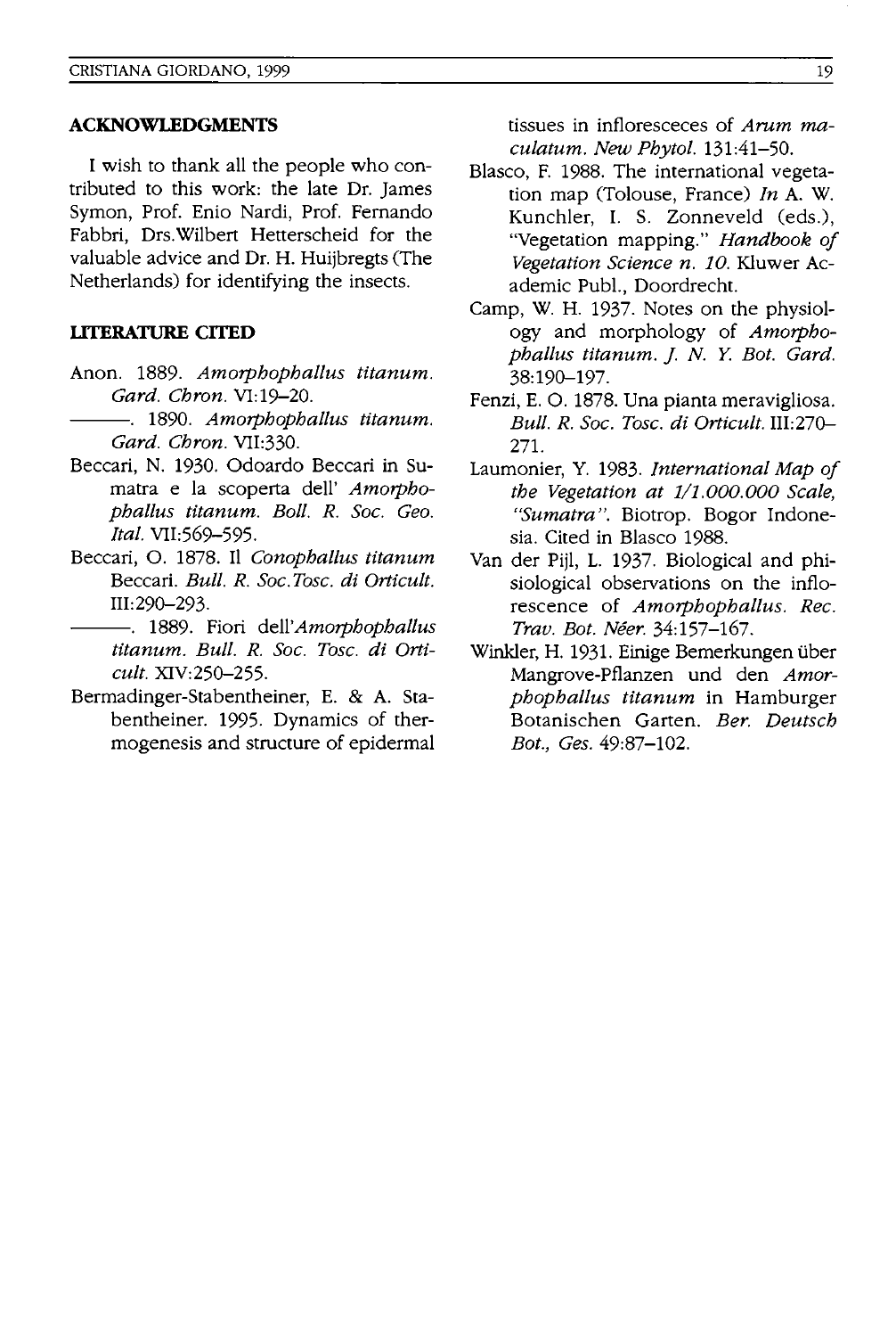## ACKNOWLEDGMENTS

I wish to thank all the people who contributed to this work: the late Dr. James Symon, Prof. Enio Nardi, Prof. Fernando Fabbri, Drs.Wilbert Hetterscheid for the valuable advice and Dr. H. Huijbregts (The Netherlands) for identifying the insects.

## LITERATURE CITED

Anon. 1889. *Amorphophallus titanum. Gard. Chron.* VI:19–20.

———. 1890. *Amorphophallus titanum. Gard. Chron.* VII:330.

Beccari, N. 1930. Odoardo Beccari in Sumatra e la scoperta dell' *Amorphophallus titanum. Boll. R. Soc. Geo. Ital.* VII:569–595.

Beccari, O. 1878. Il *Conophallus titanum* Beccari. *Bull. R. Soc.Tosc. di Orticult.* III:290–293.

———. 1889. Fiori dell'*Amorphophallus titanum. Bull. R. Soc. Tosc. di Orticult.* XIV:250–255.

Bermadinger-Stabentheiner, E. & A. Stabentheiner. 1995. Dynamics of thermogenesis and structure of epidermal tissues in infloresceces of *Arum maculatum. New Phytol.* 131:41–50.

Blasco, F. 1988. The international vegetation map (Tolouse, France) *In* A. W. Kunchler, I. S. Zonneveld (eds.), "Vegetation mapping." *Handbook of Vegetation Science n. 10.* Kluwer Academic Publ., Doordrecht.

Camp, W. H. 1937. Notes on the physiology and morphology of *Amorphophallus titanum. J. N. Y. Bot. Gard.* 38:190–197.

Fenzi, E. O. 1878. Una pianta meravigliosa. *Bull. R. Soc. Tosc. di Orticult.* III:270–271.

Laumonier, Y. 1983. *International Map of the Vegetation at 1/1.000.000 Scale, "Sumatra".* Biotrop. Bogor Indonesia. Cited in Blasco 1988.

Van der Pijl, L. 1937. Biological and phisiological observations on the inflorescence of *Amorphophallus. Rec. Trav. Bot. Néer.* 34:157–167.

Winkler, H. 1931. Einige Bemerkungen über Mangrove-Pflanzen und den *Amorphophallus titanum* in Hamburger Botanischen Garten. *Ber. Deutsch Bot., Ges.* 49:87–102.